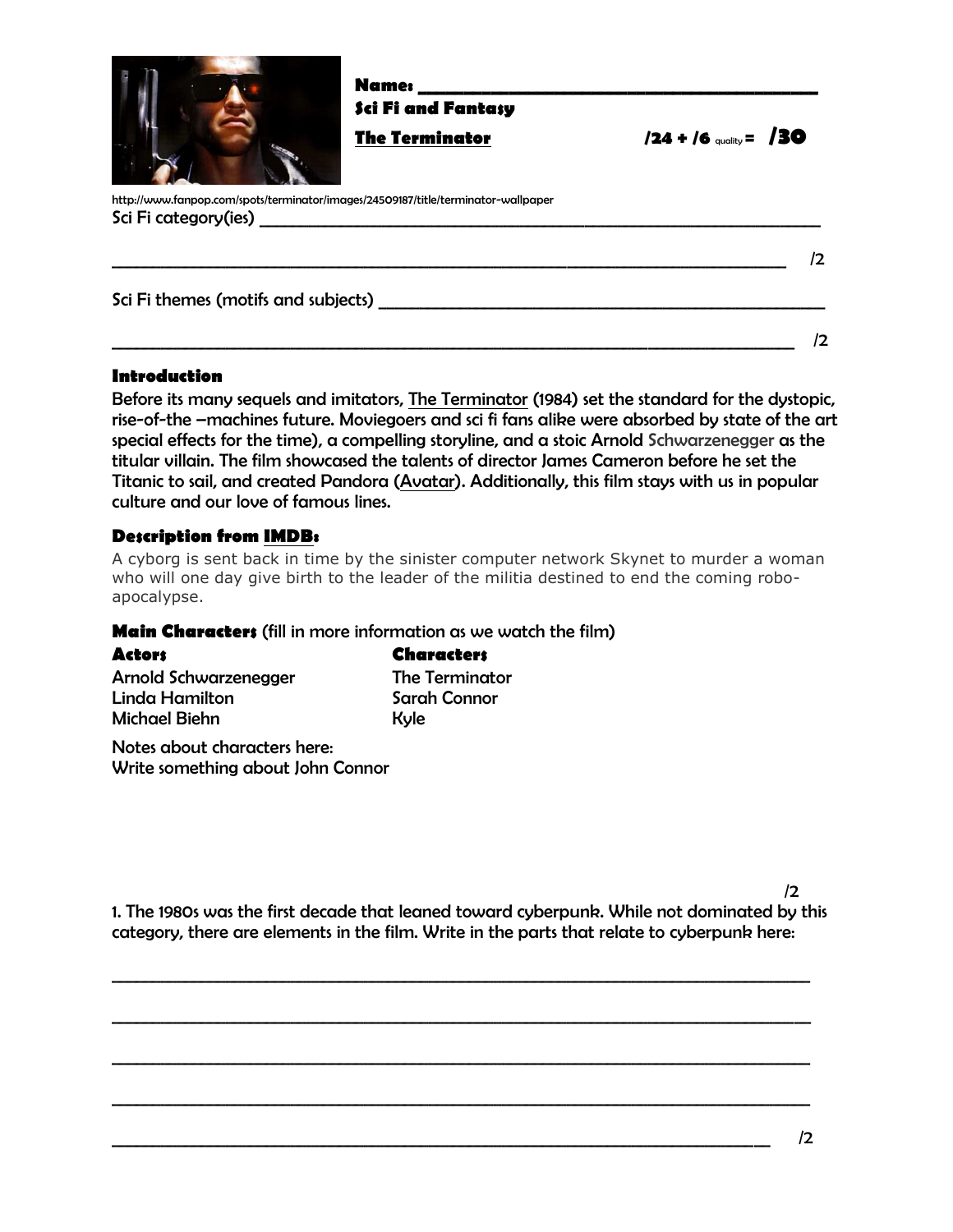Name: ___________________________________________

Sci Fi and Fantasy

**The Terminator** /24 + /6 quality = **/30**

http://www.fanpop.com/spots/terminator/images/24509187/title/terminator-wallpaper

Sci Fi category(ies) ___________________________________________________________

___________________________________________________________________________ /2

Sci Fi themes (motifs and subjects) ______________________________________________

___________________________________________________________________________ /2

### Introduction

Before its many sequels and imitators, The Terminator (1984) set the standard for the dystopic, rise-of-the –machines future. Moviegoers and sci fi fans alike were absorbed by state of the art special effects for the time), a compelling storyline, and a stoic Arnold Schwarzenegger as the titular villain. The film showcased the talents of director James Cameron before he set the Titanic to sail, and created Pandora (Avatar). Additionally, this film stays with us in popular culture and our love of famous lines.

### Description from IMDB:

A cyborg is sent back in time by the sinister computer network Skynet to murder a woman who will one day give birth to the leader of the militia destined to end the coming robo-apocalypse.

### Main Characters (fill in more information as we watch the film)

| **Actors** | **Characters** |
|---|---|
| Arnold Schwarzenegger | The Terminator |
| Linda Hamilton | Sarah Connor |
| Michael Biehn | Kyle |

Notes about characters here:
Write something about John Connor

/2

1. The 1980s was the first decade that leaned toward cyberpunk. While not dominated by this category, there are elements in the film. Write in the parts that relate to cyberpunk here:

___________________________________________________________________________

___________________________________________________________________________

___________________________________________________________________________

___________________________________________________________________________

___________________________________________________________________________ /2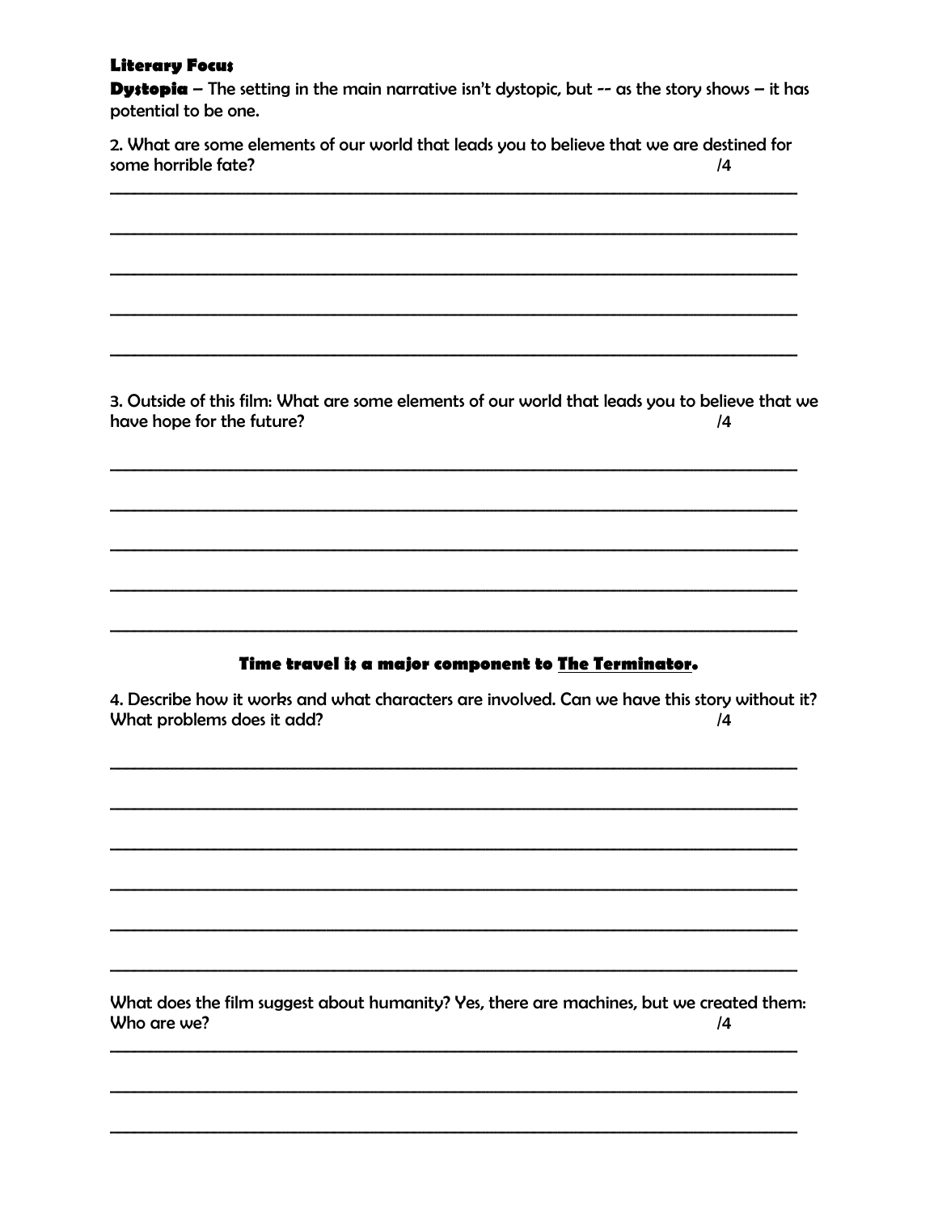**Literary Focus**

**Dystopia** – The setting in the main narrative isn't dystopic, but -- as the story shows – it has potential to be one.

2. What are some elements of our world that leads you to believe that we are destined for some horrible fate? /4

\_\_\_\_\_\_\_\_\_\_\_\_\_\_\_\_\_\_\_\_\_\_\_\_\_\_\_\_\_\_\_\_\_\_\_\_\_\_\_\_\_\_\_\_\_\_\_\_\_\_\_\_\_\_\_\_\_\_\_\_\_\_\_\_\_\_\_\_\_\_\_\_\_\_\_\_

\_\_\_\_\_\_\_\_\_\_\_\_\_\_\_\_\_\_\_\_\_\_\_\_\_\_\_\_\_\_\_\_\_\_\_\_\_\_\_\_\_\_\_\_\_\_\_\_\_\_\_\_\_\_\_\_\_\_\_\_\_\_\_\_\_\_\_\_\_\_\_\_\_\_\_\_

\_\_\_\_\_\_\_\_\_\_\_\_\_\_\_\_\_\_\_\_\_\_\_\_\_\_\_\_\_\_\_\_\_\_\_\_\_\_\_\_\_\_\_\_\_\_\_\_\_\_\_\_\_\_\_\_\_\_\_\_\_\_\_\_\_\_\_\_\_\_\_\_\_\_\_\_

\_\_\_\_\_\_\_\_\_\_\_\_\_\_\_\_\_\_\_\_\_\_\_\_\_\_\_\_\_\_\_\_\_\_\_\_\_\_\_\_\_\_\_\_\_\_\_\_\_\_\_\_\_\_\_\_\_\_\_\_\_\_\_\_\_\_\_\_\_\_\_\_\_\_\_\_

\_\_\_\_\_\_\_\_\_\_\_\_\_\_\_\_\_\_\_\_\_\_\_\_\_\_\_\_\_\_\_\_\_\_\_\_\_\_\_\_\_\_\_\_\_\_\_\_\_\_\_\_\_\_\_\_\_\_\_\_\_\_\_\_\_\_\_\_\_\_\_\_\_\_\_\_

3. Outside of this film: What are some elements of our world that leads you to believe that we have hope for the future? /4

\_\_\_\_\_\_\_\_\_\_\_\_\_\_\_\_\_\_\_\_\_\_\_\_\_\_\_\_\_\_\_\_\_\_\_\_\_\_\_\_\_\_\_\_\_\_\_\_\_\_\_\_\_\_\_\_\_\_\_\_\_\_\_\_\_\_\_\_\_\_\_\_\_\_\_\_

\_\_\_\_\_\_\_\_\_\_\_\_\_\_\_\_\_\_\_\_\_\_\_\_\_\_\_\_\_\_\_\_\_\_\_\_\_\_\_\_\_\_\_\_\_\_\_\_\_\_\_\_\_\_\_\_\_\_\_\_\_\_\_\_\_\_\_\_\_\_\_\_\_\_\_\_

\_\_\_\_\_\_\_\_\_\_\_\_\_\_\_\_\_\_\_\_\_\_\_\_\_\_\_\_\_\_\_\_\_\_\_\_\_\_\_\_\_\_\_\_\_\_\_\_\_\_\_\_\_\_\_\_\_\_\_\_\_\_\_\_\_\_\_\_\_\_\_\_\_\_\_\_

\_\_\_\_\_\_\_\_\_\_\_\_\_\_\_\_\_\_\_\_\_\_\_\_\_\_\_\_\_\_\_\_\_\_\_\_\_\_\_\_\_\_\_\_\_\_\_\_\_\_\_\_\_\_\_\_\_\_\_\_\_\_\_\_\_\_\_\_\_\_\_\_\_\_\_\_

\_\_\_\_\_\_\_\_\_\_\_\_\_\_\_\_\_\_\_\_\_\_\_\_\_\_\_\_\_\_\_\_\_\_\_\_\_\_\_\_\_\_\_\_\_\_\_\_\_\_\_\_\_\_\_\_\_\_\_\_\_\_\_\_\_\_\_\_\_\_\_\_\_\_\_\_

### Time travel is a major component to <u>The Terminator</u>.

4. Describe how it works and what characters are involved. Can we have this story without it? What problems does it add? /4

\_\_\_\_\_\_\_\_\_\_\_\_\_\_\_\_\_\_\_\_\_\_\_\_\_\_\_\_\_\_\_\_\_\_\_\_\_\_\_\_\_\_\_\_\_\_\_\_\_\_\_\_\_\_\_\_\_\_\_\_\_\_\_\_\_\_\_\_\_\_\_\_\_\_\_\_

\_\_\_\_\_\_\_\_\_\_\_\_\_\_\_\_\_\_\_\_\_\_\_\_\_\_\_\_\_\_\_\_\_\_\_\_\_\_\_\_\_\_\_\_\_\_\_\_\_\_\_\_\_\_\_\_\_\_\_\_\_\_\_\_\_\_\_\_\_\_\_\_\_\_\_\_

\_\_\_\_\_\_\_\_\_\_\_\_\_\_\_\_\_\_\_\_\_\_\_\_\_\_\_\_\_\_\_\_\_\_\_\_\_\_\_\_\_\_\_\_\_\_\_\_\_\_\_\_\_\_\_\_\_\_\_\_\_\_\_\_\_\_\_\_\_\_\_\_\_\_\_\_

\_\_\_\_\_\_\_\_\_\_\_\_\_\_\_\_\_\_\_\_\_\_\_\_\_\_\_\_\_\_\_\_\_\_\_\_\_\_\_\_\_\_\_\_\_\_\_\_\_\_\_\_\_\_\_\_\_\_\_\_\_\_\_\_\_\_\_\_\_\_\_\_\_\_\_\_

\_\_\_\_\_\_\_\_\_\_\_\_\_\_\_\_\_\_\_\_\_\_\_\_\_\_\_\_\_\_\_\_\_\_\_\_\_\_\_\_\_\_\_\_\_\_\_\_\_\_\_\_\_\_\_\_\_\_\_\_\_\_\_\_\_\_\_\_\_\_\_\_\_\_\_\_

\_\_\_\_\_\_\_\_\_\_\_\_\_\_\_\_\_\_\_\_\_\_\_\_\_\_\_\_\_\_\_\_\_\_\_\_\_\_\_\_\_\_\_\_\_\_\_\_\_\_\_\_\_\_\_\_\_\_\_\_\_\_\_\_\_\_\_\_\_\_\_\_\_\_\_\_

What does the film suggest about humanity? Yes, there are machines, but we created them: Who are we? /4

\_\_\_\_\_\_\_\_\_\_\_\_\_\_\_\_\_\_\_\_\_\_\_\_\_\_\_\_\_\_\_\_\_\_\_\_\_\_\_\_\_\_\_\_\_\_\_\_\_\_\_\_\_\_\_\_\_\_\_\_\_\_\_\_\_\_\_\_\_\_\_\_\_\_\_\_

\_\_\_\_\_\_\_\_\_\_\_\_\_\_\_\_\_\_\_\_\_\_\_\_\_\_\_\_\_\_\_\_\_\_\_\_\_\_\_\_\_\_\_\_\_\_\_\_\_\_\_\_\_\_\_\_\_\_\_\_\_\_\_\_\_\_\_\_\_\_\_\_\_\_\_\_

\_\_\_\_\_\_\_\_\_\_\_\_\_\_\_\_\_\_\_\_\_\_\_\_\_\_\_\_\_\_\_\_\_\_\_\_\_\_\_\_\_\_\_\_\_\_\_\_\_\_\_\_\_\_\_\_\_\_\_\_\_\_\_\_\_\_\_\_\_\_\_\_\_\_\_\_